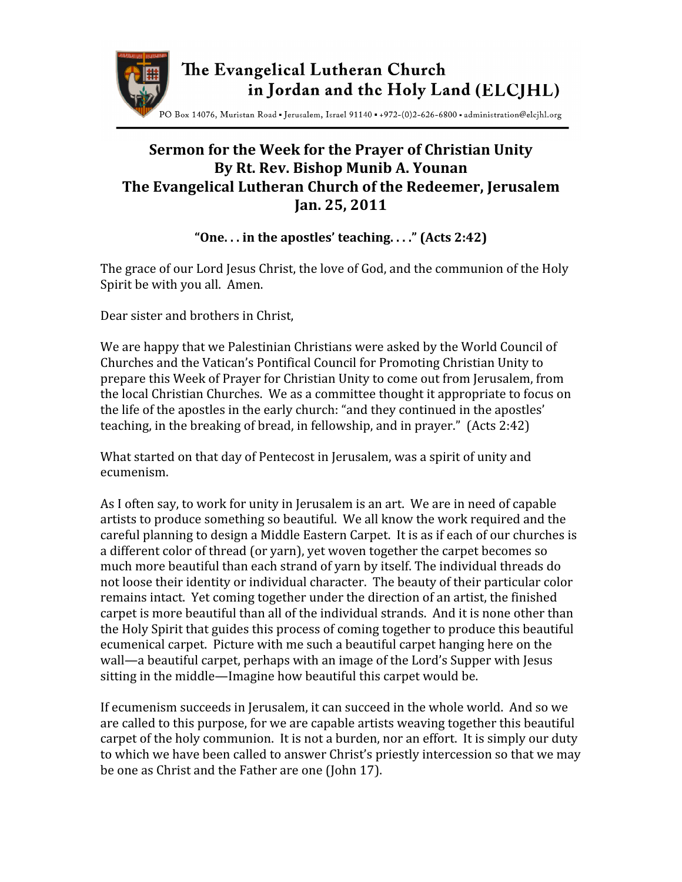The Evangelical Lutheran Church in Jordan and the Holy Land (ELCJHL)

PO Box 14076, Muristan Road ▪ Jerusalem, Israel 91140 ▪ +972-(0)2-626-6800 ▪ administration@elcjhl.org

# Sermon for the Week for the Prayer of Christian Unity
# By Rt. Rev. Bishop Munib A. Younan
# The Evangelical Lutheran Church of the Redeemer, Jerusalem
# Jan. 25, 2011

**"One. . . in the apostles' teaching. . . ." (Acts 2:42)**

The grace of our Lord Jesus Christ, the love of God, and the communion of the Holy Spirit be with you all. Amen.

Dear sister and brothers in Christ,

We are happy that we Palestinian Christians were asked by the World Council of Churches and the Vatican's Pontifical Council for Promoting Christian Unity to prepare this Week of Prayer for Christian Unity to come out from Jerusalem, from the local Christian Churches. We as a committee thought it appropriate to focus on the life of the apostles in the early church: "and they continued in the apostles' teaching, in the breaking of bread, in fellowship, and in prayer." (Acts 2:42)

What started on that day of Pentecost in Jerusalem, was a spirit of unity and ecumenism.

As I often say, to work for unity in Jerusalem is an art. We are in need of capable artists to produce something so beautiful. We all know the work required and the careful planning to design a Middle Eastern Carpet. It is as if each of our churches is a different color of thread (or yarn), yet woven together the carpet becomes so much more beautiful than each strand of yarn by itself. The individual threads do not loose their identity or individual character. The beauty of their particular color remains intact. Yet coming together under the direction of an artist, the finished carpet is more beautiful than all of the individual strands. And it is none other than the Holy Spirit that guides this process of coming together to produce this beautiful ecumenical carpet. Picture with me such a beautiful carpet hanging here on the wall—a beautiful carpet, perhaps with an image of the Lord's Supper with Jesus sitting in the middle—Imagine how beautiful this carpet would be.

If ecumenism succeeds in Jerusalem, it can succeed in the whole world. And so we are called to this purpose, for we are capable artists weaving together this beautiful carpet of the holy communion. It is not a burden, nor an effort. It is simply our duty to which we have been called to answer Christ's priestly intercession so that we may be one as Christ and the Father are one (John 17).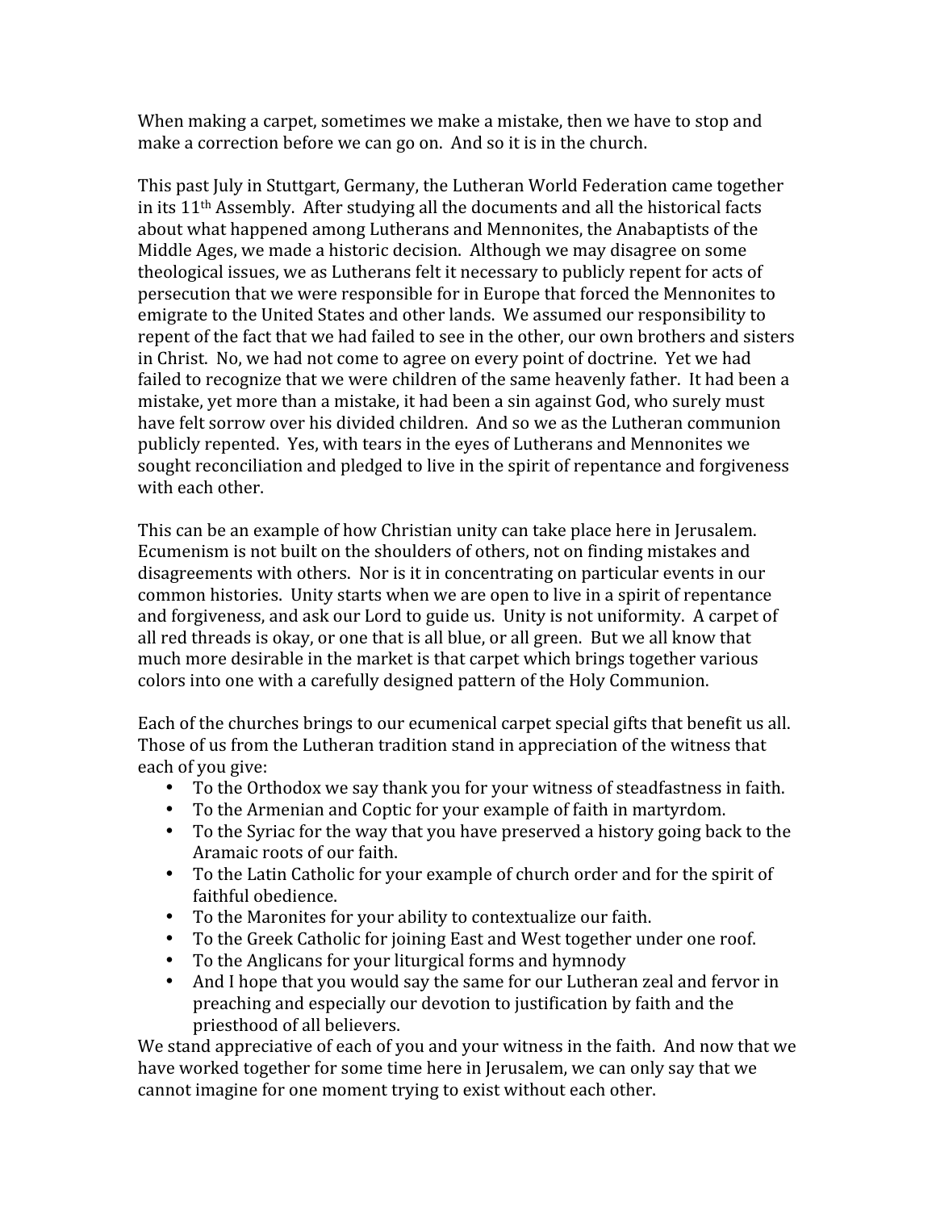When making a carpet, sometimes we make a mistake, then we have to stop and make a correction before we can go on. And so it is in the church.

This past July in Stuttgart, Germany, the Lutheran World Federation came together in its 11th Assembly. After studying all the documents and all the historical facts about what happened among Lutherans and Mennonites, the Anabaptists of the Middle Ages, we made a historic decision. Although we may disagree on some theological issues, we as Lutherans felt it necessary to publicly repent for acts of persecution that we were responsible for in Europe that forced the Mennonites to emigrate to the United States and other lands. We assumed our responsibility to repent of the fact that we had failed to see in the other, our own brothers and sisters in Christ. No, we had not come to agree on every point of doctrine. Yet we had failed to recognize that we were children of the same heavenly father. It had been a mistake, yet more than a mistake, it had been a sin against God, who surely must have felt sorrow over his divided children. And so we as the Lutheran communion publicly repented. Yes, with tears in the eyes of Lutherans and Mennonites we sought reconciliation and pledged to live in the spirit of repentance and forgiveness with each other.

This can be an example of how Christian unity can take place here in Jerusalem. Ecumenism is not built on the shoulders of others, not on finding mistakes and disagreements with others. Nor is it in concentrating on particular events in our common histories. Unity starts when we are open to live in a spirit of repentance and forgiveness, and ask our Lord to guide us. Unity is not uniformity. A carpet of all red threads is okay, or one that is all blue, or all green. But we all know that much more desirable in the market is that carpet which brings together various colors into one with a carefully designed pattern of the Holy Communion.

Each of the churches brings to our ecumenical carpet special gifts that benefit us all. Those of us from the Lutheran tradition stand in appreciation of the witness that each of you give:

- To the Orthodox we say thank you for your witness of steadfastness in faith.
- To the Armenian and Coptic for your example of faith in martyrdom.
- To the Syriac for the way that you have preserved a history going back to the Aramaic roots of our faith.
- To the Latin Catholic for your example of church order and for the spirit of faithful obedience.
- To the Maronites for your ability to contextualize our faith.
- To the Greek Catholic for joining East and West together under one roof.
- To the Anglicans for your liturgical forms and hymnody
- And I hope that you would say the same for our Lutheran zeal and fervor in preaching and especially our devotion to justification by faith and the priesthood of all believers.

We stand appreciative of each of you and your witness in the faith. And now that we have worked together for some time here in Jerusalem, we can only say that we cannot imagine for one moment trying to exist without each other.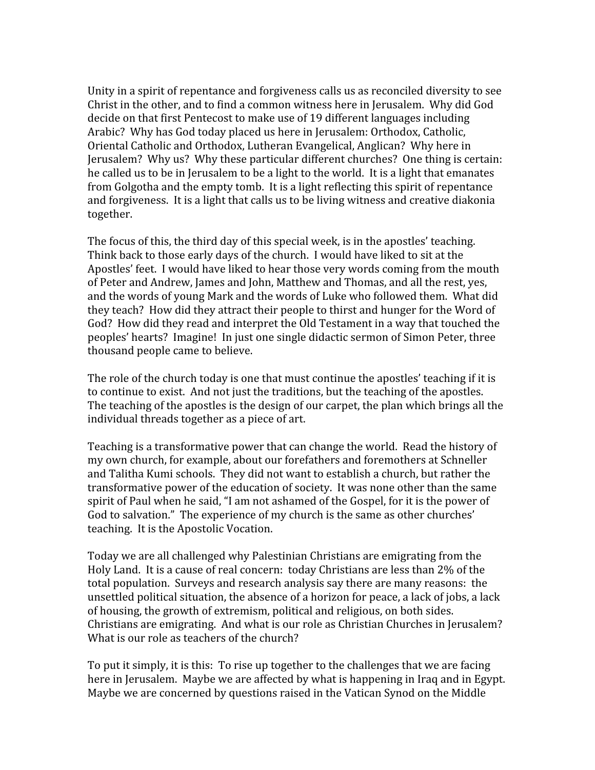Unity in a spirit of repentance and forgiveness calls us as reconciled diversity to see Christ in the other, and to find a common witness here in Jerusalem. Why did God decide on that first Pentecost to make use of 19 different languages including Arabic? Why has God today placed us here in Jerusalem: Orthodox, Catholic, Oriental Catholic and Orthodox, Lutheran Evangelical, Anglican? Why here in Jerusalem? Why us? Why these particular different churches? One thing is certain: he called us to be in Jerusalem to be a light to the world. It is a light that emanates from Golgotha and the empty tomb. It is a light reflecting this spirit of repentance and forgiveness. It is a light that calls us to be living witness and creative diakonia together.

The focus of this, the third day of this special week, is in the apostles' teaching. Think back to those early days of the church. I would have liked to sit at the Apostles' feet. I would have liked to hear those very words coming from the mouth of Peter and Andrew, James and John, Matthew and Thomas, and all the rest, yes, and the words of young Mark and the words of Luke who followed them. What did they teach? How did they attract their people to thirst and hunger for the Word of God? How did they read and interpret the Old Testament in a way that touched the peoples' hearts? Imagine! In just one single didactic sermon of Simon Peter, three thousand people came to believe.

The role of the church today is one that must continue the apostles' teaching if it is to continue to exist. And not just the traditions, but the teaching of the apostles. The teaching of the apostles is the design of our carpet, the plan which brings all the individual threads together as a piece of art.

Teaching is a transformative power that can change the world. Read the history of my own church, for example, about our forefathers and foremothers at Schneller and Talitha Kumi schools. They did not want to establish a church, but rather the transformative power of the education of society. It was none other than the same spirit of Paul when he said, "I am not ashamed of the Gospel, for it is the power of God to salvation." The experience of my church is the same as other churches' teaching. It is the Apostolic Vocation.

Today we are all challenged why Palestinian Christians are emigrating from the Holy Land. It is a cause of real concern: today Christians are less than 2% of the total population. Surveys and research analysis say there are many reasons: the unsettled political situation, the absence of a horizon for peace, a lack of jobs, a lack of housing, the growth of extremism, political and religious, on both sides. Christians are emigrating. And what is our role as Christian Churches in Jerusalem? What is our role as teachers of the church?

To put it simply, it is this: To rise up together to the challenges that we are facing here in Jerusalem. Maybe we are affected by what is happening in Iraq and in Egypt. Maybe we are concerned by questions raised in the Vatican Synod on the Middle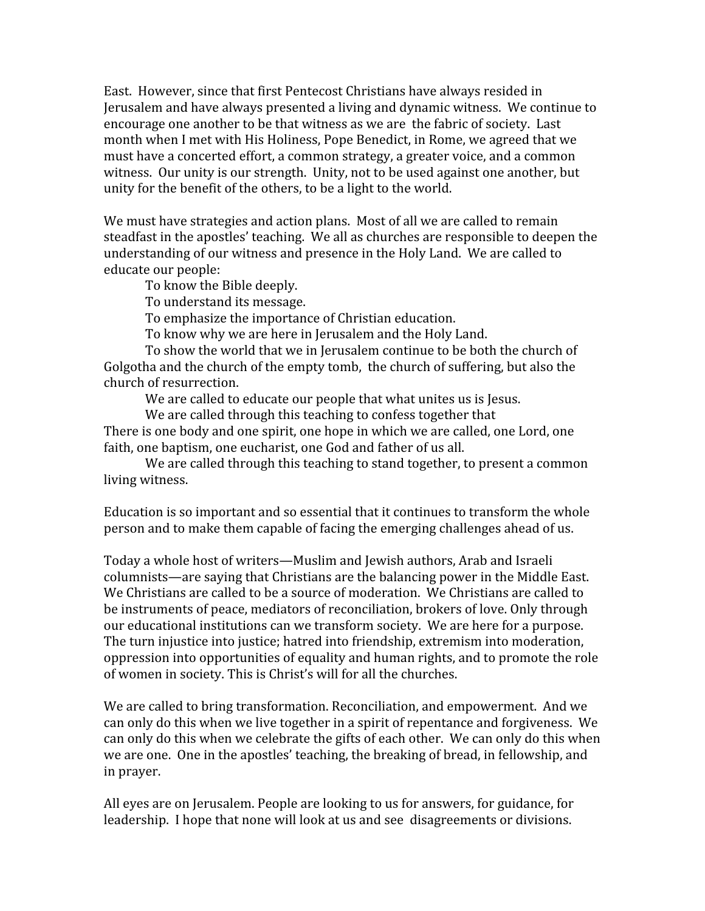East. However, since that first Pentecost Christians have always resided in Jerusalem and have always presented a living and dynamic witness. We continue to encourage one another to be that witness as we are the fabric of society. Last month when I met with His Holiness, Pope Benedict, in Rome, we agreed that we must have a concerted effort, a common strategy, a greater voice, and a common witness. Our unity is our strength. Unity, not to be used against one another, but unity for the benefit of the others, to be a light to the world.

We must have strategies and action plans. Most of all we are called to remain steadfast in the apostles' teaching. We all as churches are responsible to deepen the understanding of our witness and presence in the Holy Land. We are called to educate our people:

To know the Bible deeply.

To understand its message.

To emphasize the importance of Christian education.

To know why we are here in Jerusalem and the Holy Land.

To show the world that we in Jerusalem continue to be both the church of Golgotha and the church of the empty tomb, the church of suffering, but also the church of resurrection.

We are called to educate our people that what unites us is Jesus.

We are called through this teaching to confess together that There is one body and one spirit, one hope in which we are called, one Lord, one faith, one baptism, one eucharist, one God and father of us all.

We are called through this teaching to stand together, to present a common living witness.

Education is so important and so essential that it continues to transform the whole person and to make them capable of facing the emerging challenges ahead of us.

Today a whole host of writers—Muslim and Jewish authors, Arab and Israeli columnists—are saying that Christians are the balancing power in the Middle East. We Christians are called to be a source of moderation. We Christians are called to be instruments of peace, mediators of reconciliation, brokers of love. Only through our educational institutions can we transform society. We are here for a purpose. The turn injustice into justice; hatred into friendship, extremism into moderation, oppression into opportunities of equality and human rights, and to promote the role of women in society. This is Christ's will for all the churches.

We are called to bring transformation. Reconciliation, and empowerment. And we can only do this when we live together in a spirit of repentance and forgiveness. We can only do this when we celebrate the gifts of each other. We can only do this when we are one. One in the apostles' teaching, the breaking of bread, in fellowship, and in prayer.

All eyes are on Jerusalem. People are looking to us for answers, for guidance, for leadership. I hope that none will look at us and see disagreements or divisions.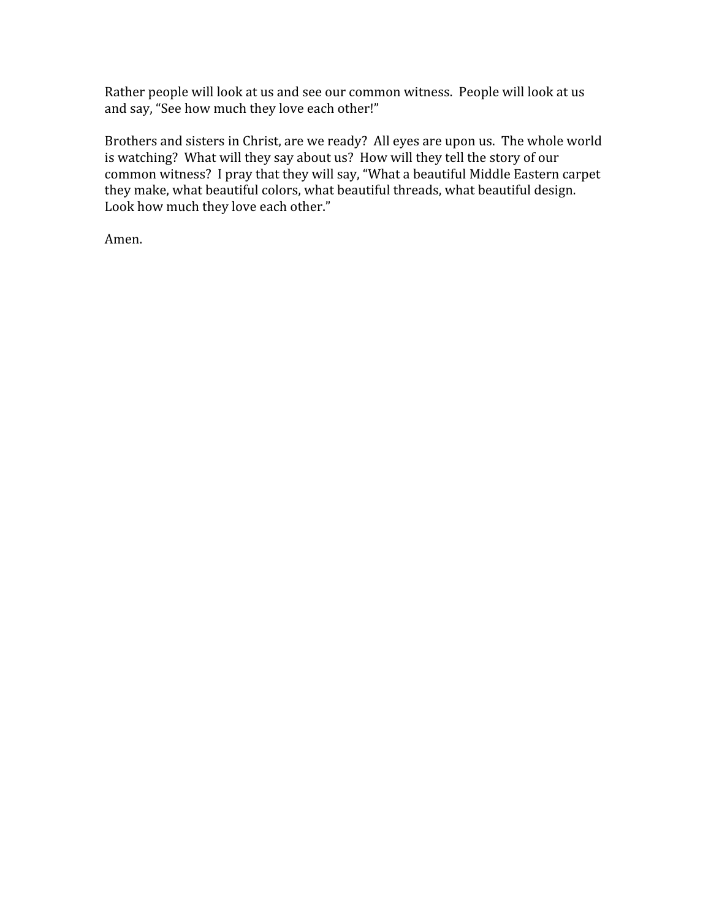Rather people will look at us and see our common witness. People will look at us and say, "See how much they love each other!"

Brothers and sisters in Christ, are we ready? All eyes are upon us. The whole world is watching? What will they say about us? How will they tell the story of our common witness? I pray that they will say, "What a beautiful Middle Eastern carpet they make, what beautiful colors, what beautiful threads, what beautiful design. Look how much they love each other."

Amen.